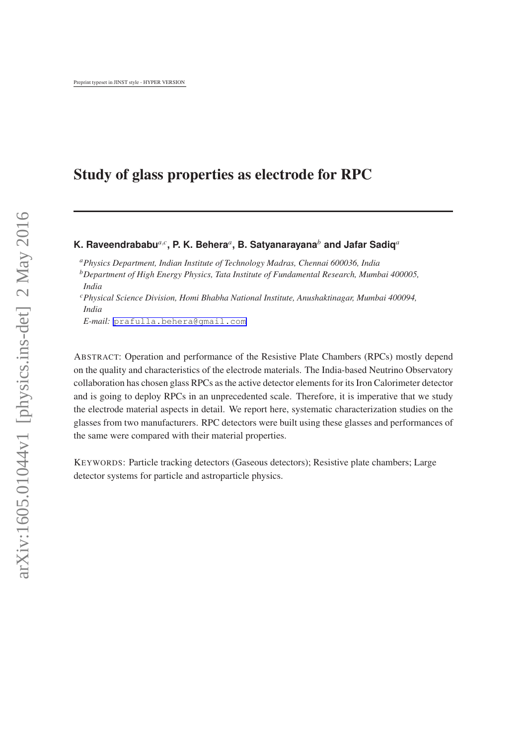Preprint typeset in JINST style - HYPER VERSION

# Study of glass properties as electrode for RPC

**K. Raveendrababu**[a,c], **P. K. Behera**[a], **B. Satyanarayana**[b] **and Jafar Sadiq**[a]

[a] *Physics Department, Indian Institute of Technology Madras, Chennai 600036, India*
[b] *Department of High Energy Physics, Tata Institute of Fundamental Research, Mumbai 400005, India*
[c] *Physical Science Division, Homi Bhabha National Institute, Anushaktinagar, Mumbai 400094, India*
*E-mail:* prafulla.behera@gmail.com

ABSTRACT: Operation and performance of the Resistive Plate Chambers (RPCs) mostly depend on the quality and characteristics of the electrode materials. The India-based Neutrino Observatory collaboration has chosen glass RPCs as the active detector elements for its Iron Calorimeter detector and is going to deploy RPCs in an unprecedented scale. Therefore, it is imperative that we study the electrode material aspects in detail. We report here, systematic characterization studies on the glasses from two manufacturers. RPC detectors were built using these glasses and performances of the same were compared with their material properties.

KEYWORDS: Particle tracking detectors (Gaseous detectors); Resistive plate chambers; Large detector systems for particle and astroparticle physics.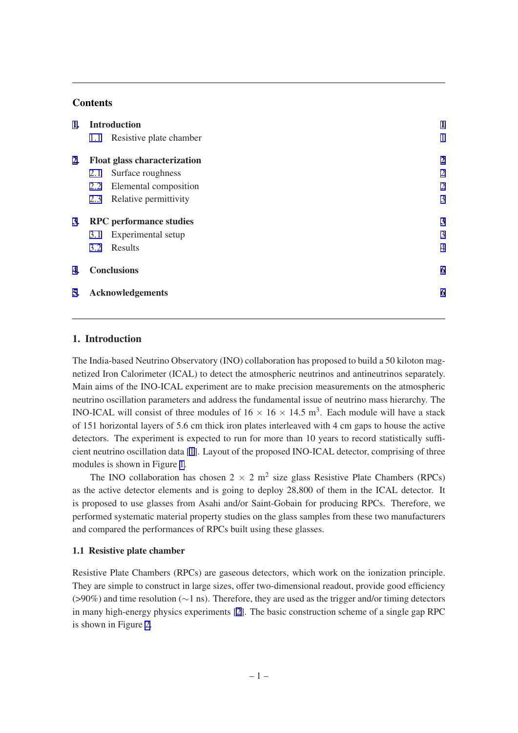## Contents

| | | |
|---|---|---|
| **1. Introduction** | | **1** |
| 1.1 | Resistive plate chamber | 1 |
| **2. Float glass characterization** | | **2** |
| 2.1 | Surface roughness | 2 |
| 2.2 | Elemental composition | 2 |
| 2.3 | Relative permittivity | 3 |
| **3. RPC performance studies** | | **3** |
| 3.1 | Experimental setup | 3 |
| 3.2 | Results | 4 |
| **4. Conclusions** | | **6** |
| **5. Acknowledgements** | | **6** |

## 1. Introduction

The India-based Neutrino Observatory (INO) collaboration has proposed to build a 50 kiloton magnetized Iron Calorimeter (ICAL) to detect the atmospheric neutrinos and antineutrinos separately. Main aims of the INO-ICAL experiment are to make precision measurements on the atmospheric neutrino oscillation parameters and address the fundamental issue of neutrino mass hierarchy. The INO-ICAL will consist of three modules of $16 \times 16 \times 14.5$ m$^3$. Each module will have a stack of 151 horizontal layers of 5.6 cm thick iron plates interleaved with 4 cm gaps to house the active detectors. The experiment is expected to run for more than 10 years to record statistically sufficient neutrino oscillation data [1]. Layout of the proposed INO-ICAL detector, comprising of three modules is shown in Figure 1.

The INO collaboration has chosen $2 \times 2$ m$^2$ size glass Resistive Plate Chambers (RPCs) as the active detector elements and is going to deploy 28,800 of them in the ICAL detector. It is proposed to use glasses from Asahi and/or Saint-Gobain for producing RPCs. Therefore, we performed systematic material property studies on the glass samples from these two manufacturers and compared the performances of RPCs built using these glasses.

### 1.1 Resistive plate chamber

Resistive Plate Chambers (RPCs) are gaseous detectors, which work on the ionization principle. They are simple to construct in large sizes, offer two-dimensional readout, provide good efficiency (>90%) and time resolution (~1 ns). Therefore, they are used as the trigger and/or timing detectors in many high-energy physics experiments [2]. The basic construction scheme of a single gap RPC is shown in Figure 2.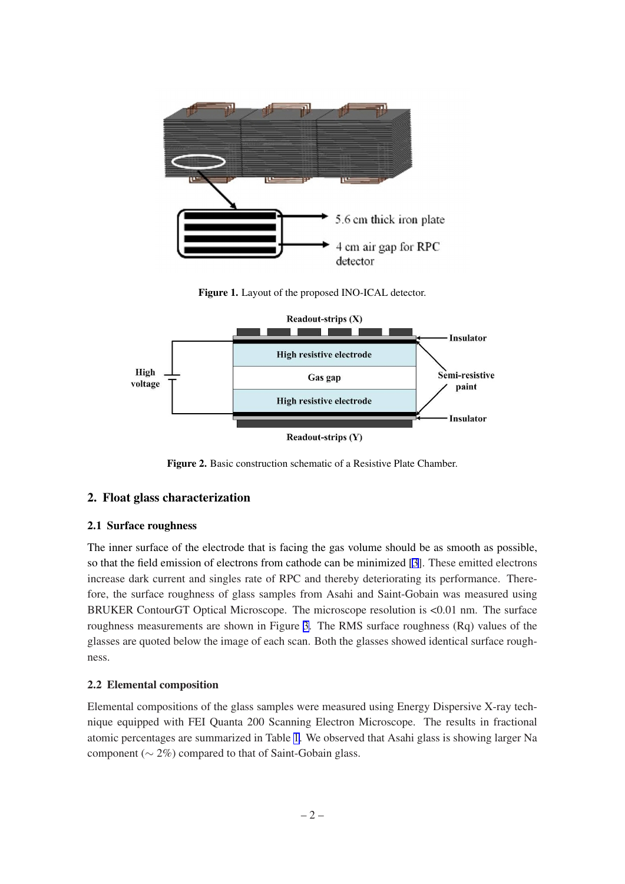Figure 1. Layout of the proposed INO-ICAL detector.

Figure 2. Basic construction schematic of a Resistive Plate Chamber.

## 2. Float glass characterization

### 2.1 Surface roughness

The inner surface of the electrode that is facing the gas volume should be as smooth as possible, so that the field emission of electrons from cathode can be minimized [3]. These emitted electrons increase dark current and singles rate of RPC and thereby deteriorating its performance. Therefore, the surface roughness of glass samples from Asahi and Saint-Gobain was measured using BRUKER ContourGT Optical Microscope. The microscope resolution is <0.01 nm. The surface roughness measurements are shown in Figure 3. The RMS surface roughness (Rq) values of the glasses are quoted below the image of each scan. Both the glasses showed identical surface roughness.

### 2.2 Elemental composition

Elemental compositions of the glass samples were measured using Energy Dispersive X-ray technique equipped with FEI Quanta 200 Scanning Electron Microscope. The results in fractional atomic percentages are summarized in Table 1. We observed that Asahi glass is showing larger Na component ($\sim$ 2%) compared to that of Saint-Gobain glass.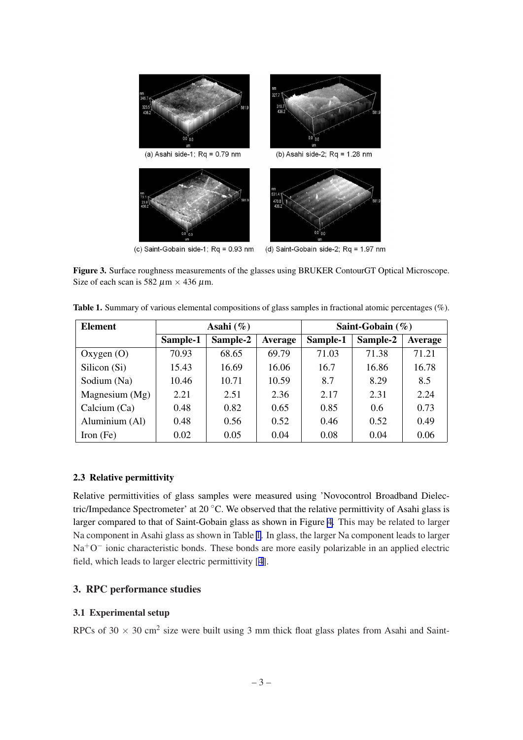(a) Asahi side-1; Rq = 0.79 nm

(b) Asahi side-2; Rq = 1.28 nm

(c) Saint-Gobain side-1; Rq = 0.93 nm

(d) Saint-Gobain side-2; Rq = 1.97 nm

**Figure 3.** Surface roughness measurements of the glasses using BRUKER ContourGT Optical Microscope. Size of each scan is 582 $\mu$m $\times$ 436 $\mu$m.

**Table 1.** Summary of various elemental compositions of glass samples in fractional atomic percentages (%).

| Element | Asahi (%) | | | Saint-Gobain (%) | | |
|---|---|---|---|---|---|---|
| | Sample-1 | Sample-2 | Average | Sample-1 | Sample-2 | Average |
| Oxygen (O) | 70.93 | 68.65 | 69.79 | 71.03 | 71.38 | 71.21 |
| Silicon (Si) | 15.43 | 16.69 | 16.06 | 16.7 | 16.86 | 16.78 |
| Sodium (Na) | 10.46 | 10.71 | 10.59 | 8.7 | 8.29 | 8.5 |
| Magnesium (Mg) | 2.21 | 2.51 | 2.36 | 2.17 | 2.31 | 2.24 |
| Calcium (Ca) | 0.48 | 0.82 | 0.65 | 0.85 | 0.6 | 0.73 |
| Aluminium (Al) | 0.48 | 0.56 | 0.52 | 0.46 | 0.52 | 0.49 |
| Iron (Fe) | 0.02 | 0.05 | 0.04 | 0.08 | 0.04 | 0.06 |

### 2.3 Relative permittivity

Relative permittivities of glass samples were measured using 'Novocontrol Broadband Dielectric/Impedance Spectrometer' at 20 °C. We observed that the relative permittivity of Asahi glass is larger compared to that of Saint-Gobain glass as shown in Figure 4. This may be related to larger Na component in Asahi glass as shown in Table 1. In glass, the larger Na component leads to larger $Na^{+}O^{-}$ ionic characteristic bonds. These bonds are more easily polarizable in an applied electric field, which leads to larger electric permittivity [4].

## 3. RPC performance studies

### 3.1 Experimental setup

RPCs of 30 $\times$ 30 cm$^2$ size were built using 3 mm thick float glass plates from Asahi and Saint-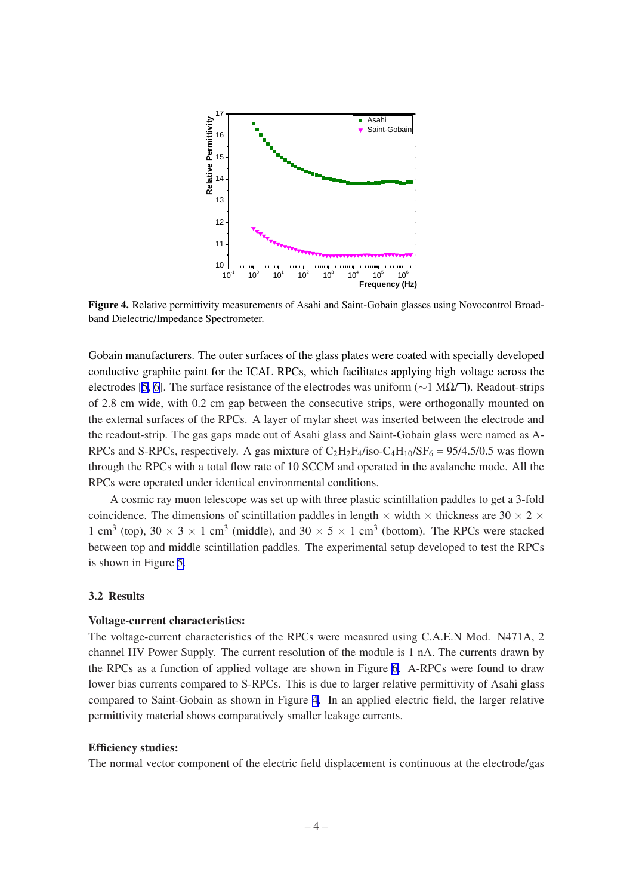**Figure 4.** Relative permittivity measurements of Asahi and Saint-Gobain glasses using Novocontrol Broadband Dielectric/Impedance Spectrometer.

Gobain manufacturers. The outer surfaces of the glass plates were coated with specially developed conductive graphite paint for the ICAL RPCs, which facilitates applying high voltage across the electrodes [5, 6]. The surface resistance of the electrodes was uniform ($\sim$1 M$\Omega$/$\square$). Readout-strips of 2.8 cm wide, with 0.2 cm gap between the consecutive strips, were orthogonally mounted on the external surfaces of the RPCs. A layer of mylar sheet was inserted between the electrode and the readout-strip. The gas gaps made out of Asahi glass and Saint-Gobain glass were named as A-RPCs and S-RPCs, respectively. A gas mixture of $C_2H_2F_4$/iso-$C_4H_{10}$/$SF_6$ = 95/4.5/0.5 was flown through the RPCs with a total flow rate of 10 SCCM and operated in the avalanche mode. All the RPCs were operated under identical environmental conditions.

A cosmic ray muon telescope was set up with three plastic scintillation paddles to get a 3-fold coincidence. The dimensions of scintillation paddles in length $\times$ width $\times$ thickness are 30 $\times$ 2 $\times$ 1 cm$^3$ (top), 30 $\times$ 3 $\times$ 1 cm$^3$ (middle), and 30 $\times$ 5 $\times$ 1 cm$^3$ (bottom). The RPCs were stacked between top and middle scintillation paddles. The experimental setup developed to test the RPCs is shown in Figure 5.

### 3.2 Results

**Voltage-current characteristics:**

The voltage-current characteristics of the RPCs were measured using C.A.E.N Mod. N471A, 2 channel HV Power Supply. The current resolution of the module is 1 nA. The currents drawn by the RPCs as a function of applied voltage are shown in Figure 6. A-RPCs were found to draw lower bias currents compared to S-RPCs. This is due to larger relative permittivity of Asahi glass compared to Saint-Gobain as shown in Figure 4. In an applied electric field, the larger relative permittivity material shows comparatively smaller leakage currents.

**Efficiency studies:**

The normal vector component of the electric field displacement is continuous at the electrode/gas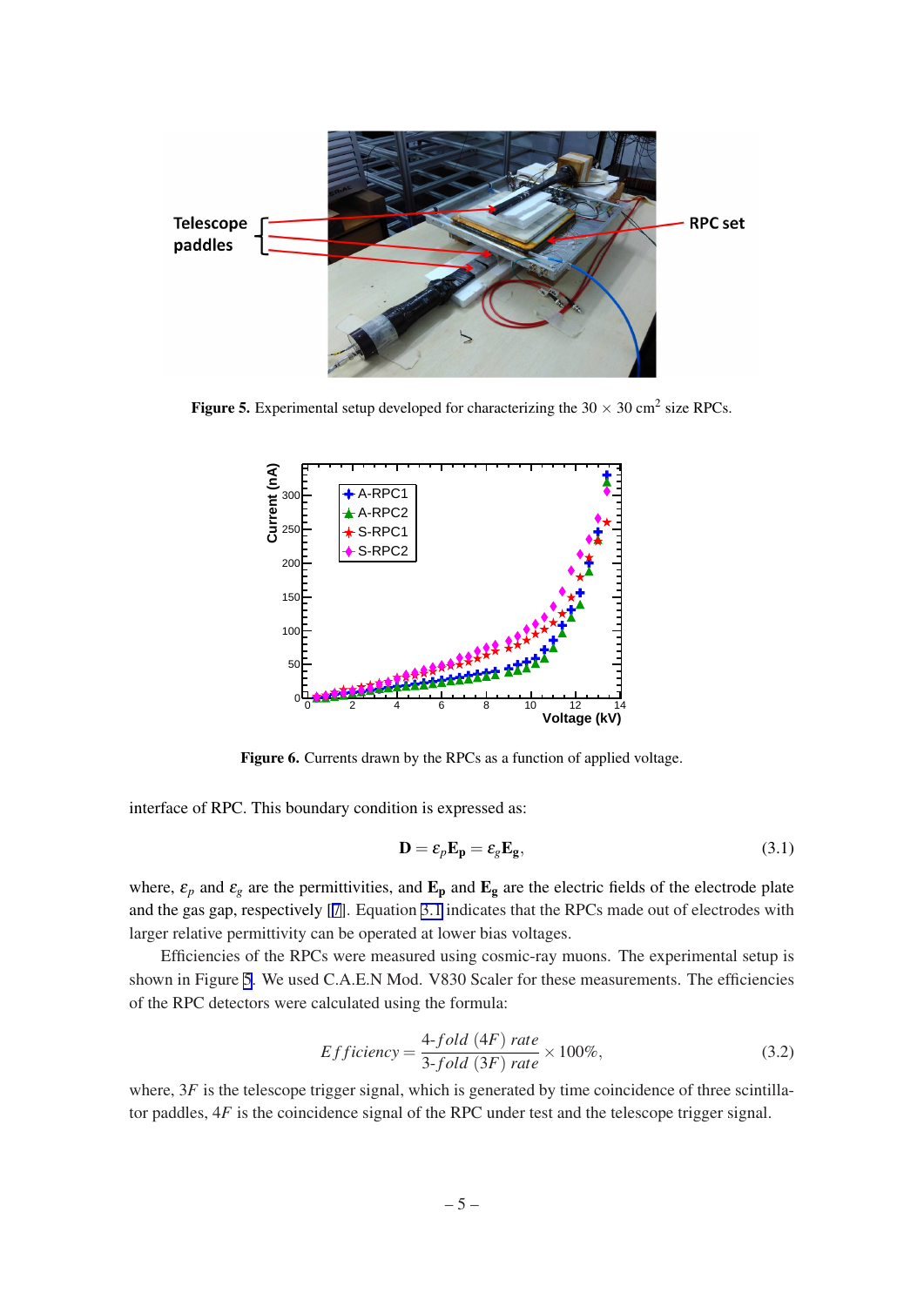**Figure 5.** Experimental setup developed for characterizing the 30 × 30 cm$^2$ size RPCs.

**Figure 6.** Currents drawn by the RPCs as a function of applied voltage.

interface of RPC. This boundary condition is expressed as:

$$\mathbf{D} = \varepsilon_p \mathbf{E_p} = \varepsilon_g \mathbf{E_g}, \tag{3.1}$$

where, $\varepsilon_p$ and $\varepsilon_g$ are the permittivities, and $\mathbf{E_p}$ and $\mathbf{E_g}$ are the electric fields of the electrode plate and the gas gap, respectively [7]. Equation 3.1 indicates that the RPCs made out of electrodes with larger relative permittivity can be operated at lower bias voltages.

Efficiencies of the RPCs were measured using cosmic-ray muons. The experimental setup is shown in Figure 5. We used C.A.E.N Mod. V830 Scaler for these measurements. The efficiencies of the RPC detectors were calculated using the formula:

$$Efficiency = \frac{4\text{-}fold\ (4F)\ rate}{3\text{-}fold\ (3F)\ rate} \times 100\%, \tag{3.2}$$

where, $3F$ is the telescope trigger signal, which is generated by time coincidence of three scintillator paddles, $4F$ is the coincidence signal of the RPC under test and the telescope trigger signal.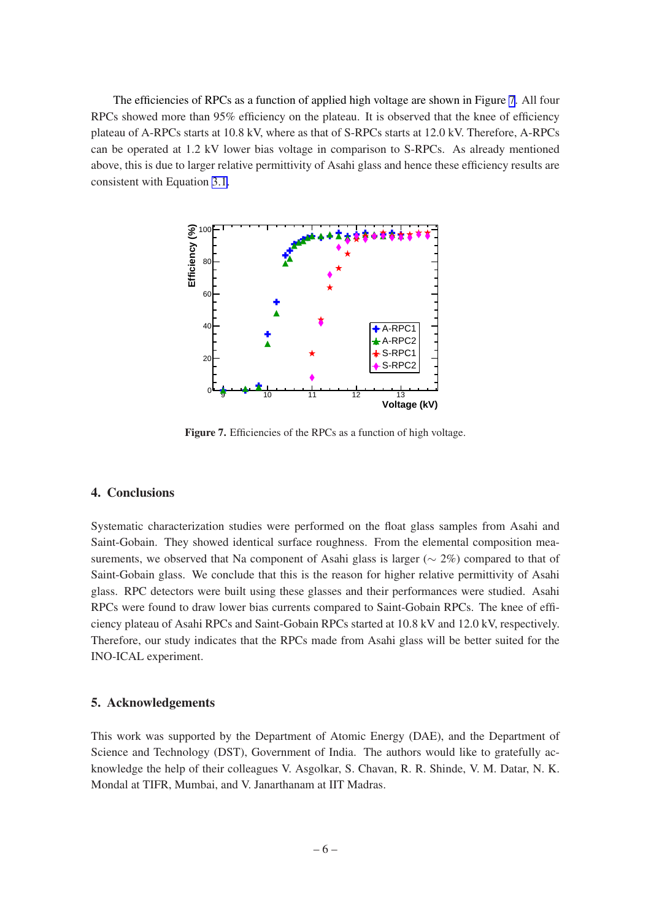The efficiencies of RPCs as a function of applied high voltage are shown in Figure 7. All four RPCs showed more than 95% efficiency on the plateau. It is observed that the knee of efficiency plateau of A-RPCs starts at 10.8 kV, where as that of S-RPCs starts at 12.0 kV. Therefore, A-RPCs can be operated at 1.2 kV lower bias voltage in comparison to S-RPCs. As already mentioned above, this is due to larger relative permittivity of Asahi glass and hence these efficiency results are consistent with Equation 3.1.

**Figure 7.** Efficiencies of the RPCs as a function of high voltage.

## 4. Conclusions

Systematic characterization studies were performed on the float glass samples from Asahi and Saint-Gobain. They showed identical surface roughness. From the elemental composition measurements, we observed that Na component of Asahi glass is larger ($\sim 2\%$) compared to that of Saint-Gobain glass. We conclude that this is the reason for higher relative permittivity of Asahi glass. RPC detectors were built using these glasses and their performances were studied. Asahi RPCs were found to draw lower bias currents compared to Saint-Gobain RPCs. The knee of efficiency plateau of Asahi RPCs and Saint-Gobain RPCs started at 10.8 kV and 12.0 kV, respectively. Therefore, our study indicates that the RPCs made from Asahi glass will be better suited for the INO-ICAL experiment.

## 5. Acknowledgements

This work was supported by the Department of Atomic Energy (DAE), and the Department of Science and Technology (DST), Government of India. The authors would like to gratefully acknowledge the help of their colleagues V. Asgolkar, S. Chavan, R. R. Shinde, V. M. Datar, N. K. Mondal at TIFR, Mumbai, and V. Janarthanam at IIT Madras.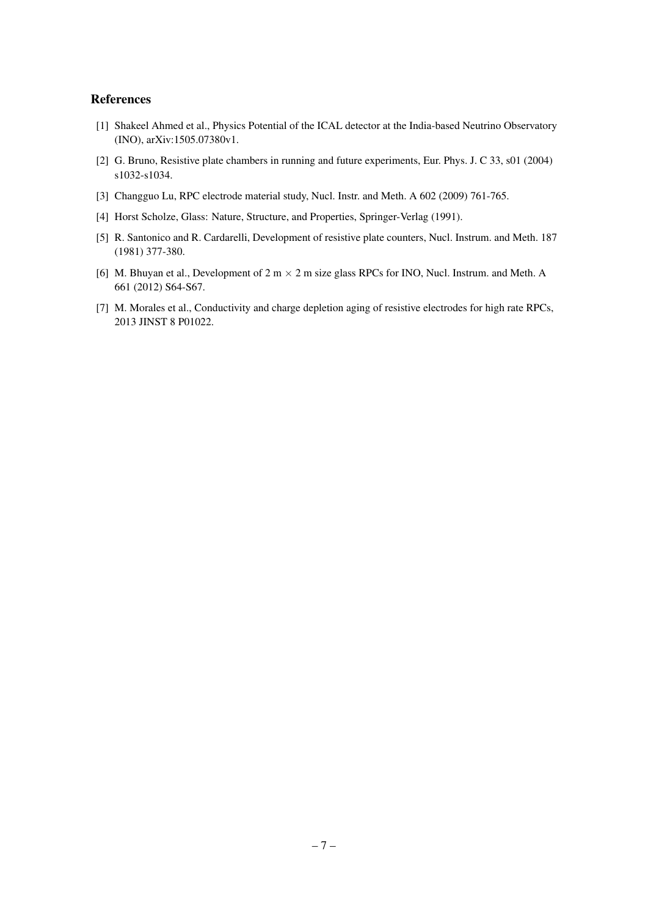## References

[1] Shakeel Ahmed et al., Physics Potential of the ICAL detector at the India-based Neutrino Observatory (INO), arXiv:1505.07380v1.

[2] G. Bruno, Resistive plate chambers in running and future experiments, Eur. Phys. J. C 33, s01 (2004) s1032-s1034.

[3] Changguo Lu, RPC electrode material study, Nucl. Instr. and Meth. A 602 (2009) 761-765.

[4] Horst Scholze, Glass: Nature, Structure, and Properties, Springer-Verlag (1991).

[5] R. Santonico and R. Cardarelli, Development of resistive plate counters, Nucl. Instrum. and Meth. 187 (1981) 377-380.

[6] M. Bhuyan et al., Development of 2 m $\times$ 2 m size glass RPCs for INO, Nucl. Instrum. and Meth. A 661 (2012) S64-S67.

[7] M. Morales et al., Conductivity and charge depletion aging of resistive electrodes for high rate RPCs, 2013 JINST 8 P01022.